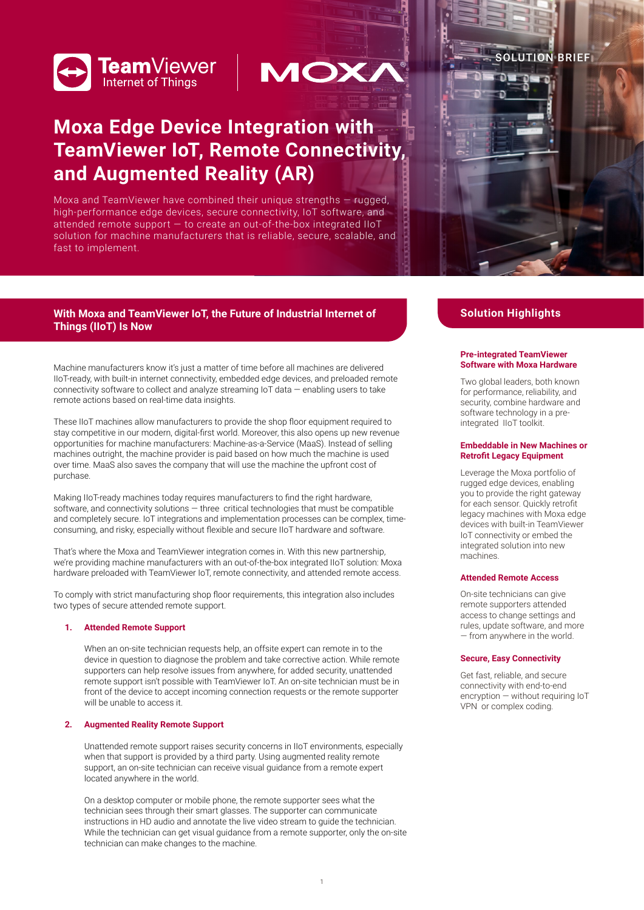SOLUTION BRIEF

# Moxa Edge Device Integration with TeamViewer IoT, Remote Connectivity, and Augmented Reality (AR)

Moxa and TeamViewer have combined their unique strengths — rugged, high-performance edge devices, secure connectivity, IoT software, and attended remote support — to create an out-of-the-box integrated IIoT solution for machine manufacturers that is reliable, secure, scalable, and fast to implement.

## With Moxa and TeamViewer IoT, the Future of Industrial Internet of Things (IIoT) Is Now

Machine manufacturers know it's just a matter of time before all machines are delivered IIoT-ready, with built-in internet connectivity, embedded edge devices, and preloaded remote connectivity software to collect and analyze streaming IoT data — enabling users to take remote actions based on real-time data insights.

These IIoT machines allow manufacturers to provide the shop floor equipment required to stay competitive in our modern, digital-first world. Moreover, this also opens up new revenue opportunities for machine manufacturers: Machine-as-a-Service (MaaS). Instead of selling machines outright, the machine provider is paid based on how much the machine is used over time. MaaS also saves the company that will use the machine the upfront cost of purchase.

Making IIoT-ready machines today requires manufacturers to find the right hardware, software, and connectivity solutions — three critical technologies that must be compatible and completely secure. IoT integrations and implementation processes can be complex, time-consuming, and risky, especially without flexible and secure IIoT hardware and software.

That's where the Moxa and TeamViewer integration comes in. With this new partnership, we're providing machine manufacturers with an out-of-the-box integrated IIoT solution: Moxa hardware preloaded with TeamViewer IoT, remote connectivity, and attended remote access.

To comply with strict manufacturing shop floor requirements, this integration also includes two types of secure attended remote support.

1. **Attended Remote Support**

   When an on-site technician requests help, an offsite expert can remote in to the device in question to diagnose the problem and take corrective action. While remote supporters can help resolve issues from anywhere, for added security, unattended remote support isn't possible with TeamViewer IoT. An on-site technician must be in front of the device to accept incoming connection requests or the remote supporter will be unable to access it.

2. **Augmented Reality Remote Support**

   Unattended remote support raises security concerns in IIoT environments, especially when that support is provided by a third party. Using augmented reality remote support, an on-site technician can receive visual guidance from a remote expert located anywhere in the world.

   On a desktop computer or mobile phone, the remote supporter sees what the technician sees through their smart glasses. The supporter can communicate instructions in HD audio and annotate the live video stream to guide the technician. While the technician can get visual guidance from a remote supporter, only the on-site technician can make changes to the machine.

## Solution Highlights

### Pre-integrated TeamViewer Software with Moxa Hardware

Two global leaders, both known for performance, reliability, and security, combine hardware and software technology in a pre-integrated IIoT toolkit.

### Embeddable in New Machines or Retrofit Legacy Equipment

Leverage the Moxa portfolio of rugged edge devices, enabling you to provide the right gateway for each sensor. Quickly retrofit legacy machines with Moxa edge devices with built-in TeamViewer IoT connectivity or embed the integrated solution into new machines.

### Attended Remote Access

On-site technicians can give remote supporters attended access to change settings and rules, update software, and more — from anywhere in the world.

### Secure, Easy Connectivity

Get fast, reliable, and secure connectivity with end-to-end encryption — without requiring IoT VPN or complex coding.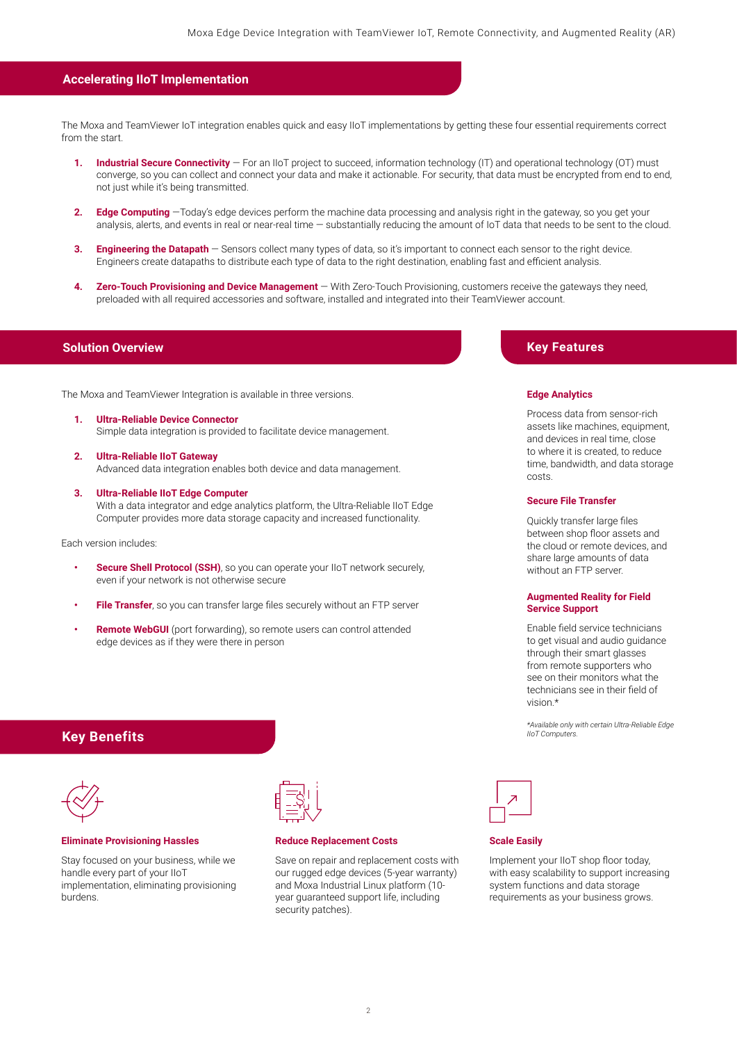## Accelerating IIoT Implementation

The Moxa and TeamViewer IoT integration enables quick and easy IIoT implementations by getting these four essential requirements correct from the start.

1. **Industrial Secure Connectivity** — For an IIoT project to succeed, information technology (IT) and operational technology (OT) must converge, so you can collect and connect your data and make it actionable. For security, that data must be encrypted from end to end, not just while it's being transmitted.

2. **Edge Computing** —Today's edge devices perform the machine data processing and analysis right in the gateway, so you get your analysis, alerts, and events in real or near-real time — substantially reducing the amount of IoT data that needs to be sent to the cloud.

3. **Engineering the Datapath** — Sensors collect many types of data, so it's important to connect each sensor to the right device. Engineers create datapaths to distribute each type of data to the right destination, enabling fast and efficient analysis.

4. **Zero-Touch Provisioning and Device Management** — With Zero-Touch Provisioning, customers receive the gateways they need, preloaded with all required accessories and software, installed and integrated into their TeamViewer account.

## Solution Overview

The Moxa and TeamViewer Integration is available in three versions.

1. **Ultra-Reliable Device Connector**
   Simple data integration is provided to facilitate device management.

2. **Ultra-Reliable IIoT Gateway**
   Advanced data integration enables both device and data management.

3. **Ultra-Reliable IIoT Edge Computer**
   With a data integrator and edge analytics platform, the Ultra-Reliable IIoT Edge Computer provides more data storage capacity and increased functionality.

Each version includes:

- **Secure Shell Protocol (SSH)**, so you can operate your IIoT network securely, even if your network is not otherwise secure
- **File Transfer**, so you can transfer large files securely without an FTP server
- **Remote WebGUI** (port forwarding), so remote users can control attended edge devices as if they were there in person

## Key Features

### Edge Analytics

Process data from sensor-rich assets like machines, equipment, and devices in real time, close to where it is created, to reduce time, bandwidth, and data storage costs.

### Secure File Transfer

Quickly transfer large files between shop floor assets and the cloud or remote devices, and share large amounts of data without an FTP server.

### Augmented Reality for Field Service Support

Enable field service technicians to get visual and audio guidance through their smart glasses from remote supporters who see on their monitors what the technicians see in their field of vision.*

*\*Available only with certain Ultra-Reliable Edge IIoT Computers.*

## Key Benefits

### Eliminate Provisioning Hassles

Stay focused on your business, while we handle every part of your IIoT implementation, eliminating provisioning burdens.

### Reduce Replacement Costs

Save on repair and replacement costs with our rugged edge devices (5-year warranty) and Moxa Industrial Linux platform (10-year guaranteed support life, including security patches).

### Scale Easily

Implement your IIoT shop floor today, with easy scalability to support increasing system functions and data storage requirements as your business grows.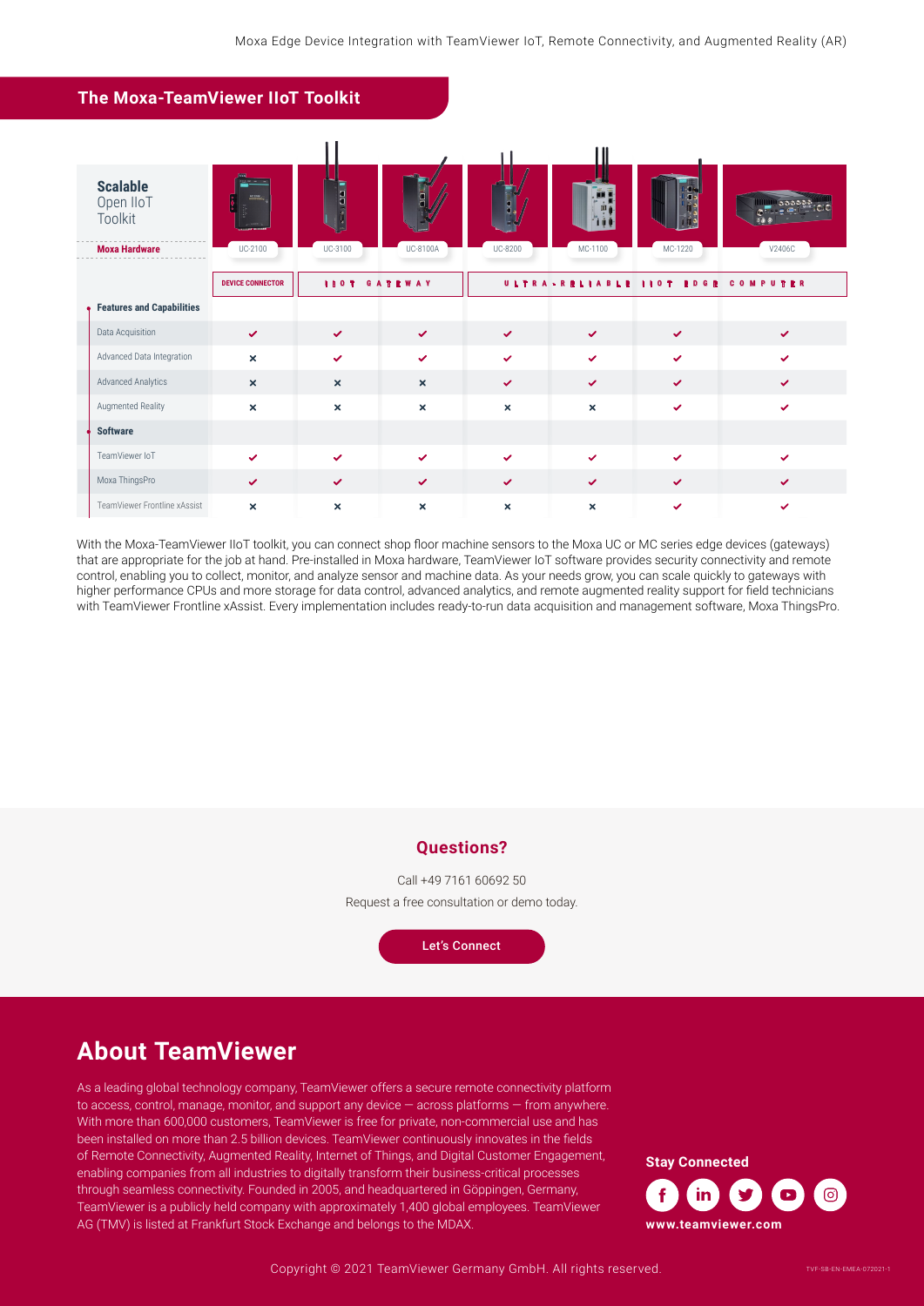## The Moxa-TeamViewer IIoT Toolkit

| **Scalable** Open IIoT Toolkit | | | | | | | |
|---|---|---|---|---|---|---|---|
| **Moxa Hardware** | UC-2100 | UC-3100 | UC-8100A | UC-8200 | MC-1100 | MC-1220 | V2406C |
| | DEVICE CONNECTOR | IIOT GATEWAY | | ULTRA-RELIABLE IIOT EDGE COMPUTER | | | |
| **Features and Capabilities** | | | | | | | |
| Data Acquisition | ✔ | ✔ | ✔ | ✔ | ✔ | ✔ | ✔ |
| Advanced Data Integration | ✖ | ✔ | ✔ | ✔ | ✔ | ✔ | ✔ |
| Advanced Analytics | ✖ | ✖ | ✖ | ✔ | ✔ | ✔ | ✔ |
| Augmented Reality | ✖ | ✖ | ✖ | ✖ | ✖ | ✔ | ✔ |
| **Software** | | | | | | | |
| TeamViewer IoT | ✔ | ✔ | ✔ | ✔ | ✔ | ✔ | ✔ |
| Moxa ThingsPro | ✔ | ✔ | ✔ | ✔ | ✔ | ✔ | ✔ |
| TeamViewer Frontline xAssist | ✖ | ✖ | ✖ | ✖ | ✖ | ✔ | ✔ |

With the Moxa-TeamViewer IIoT toolkit, you can connect shop floor machine sensors to the Moxa UC or MC series edge devices (gateways) that are appropriate for the job at hand. Pre-installed in Moxa hardware, TeamViewer IoT software provides security connectivity and remote control, enabling you to collect, monitor, and analyze sensor and machine data. As your needs grow, you can scale quickly to gateways with higher performance CPUs and more storage for data control, advanced analytics, and remote augmented reality support for field technicians with TeamViewer Frontline xAssist. Every implementation includes ready-to-run data acquisition and management software, Moxa ThingsPro.

### Questions?

Call +49 7161 60692 50

Request a free consultation or demo today.

Let's Connect

## About TeamViewer

As a leading global technology company, TeamViewer offers a secure remote connectivity platform to access, control, manage, monitor, and support any device — across platforms — from anywhere. With more than 600,000 customers, TeamViewer is free for private, non-commercial use and has been installed on more than 2.5 billion devices. TeamViewer continuously innovates in the fields of Remote Connectivity, Augmented Reality, Internet of Things, and Digital Customer Engagement, enabling companies from all industries to digitally transform their business-critical processes through seamless connectivity. Founded in 2005, and headquartered in Göppingen, Germany, TeamViewer is a publicly held company with approximately 1,400 global employees. TeamViewer AG (TMV) is listed at Frankfurt Stock Exchange and belongs to the MDAX.

**Stay Connected**

**www.teamviewer.com**

Copyright © 2021 TeamViewer Germany GmbH. All rights reserved.

TVF-SB-EN-EMEA-072021-1